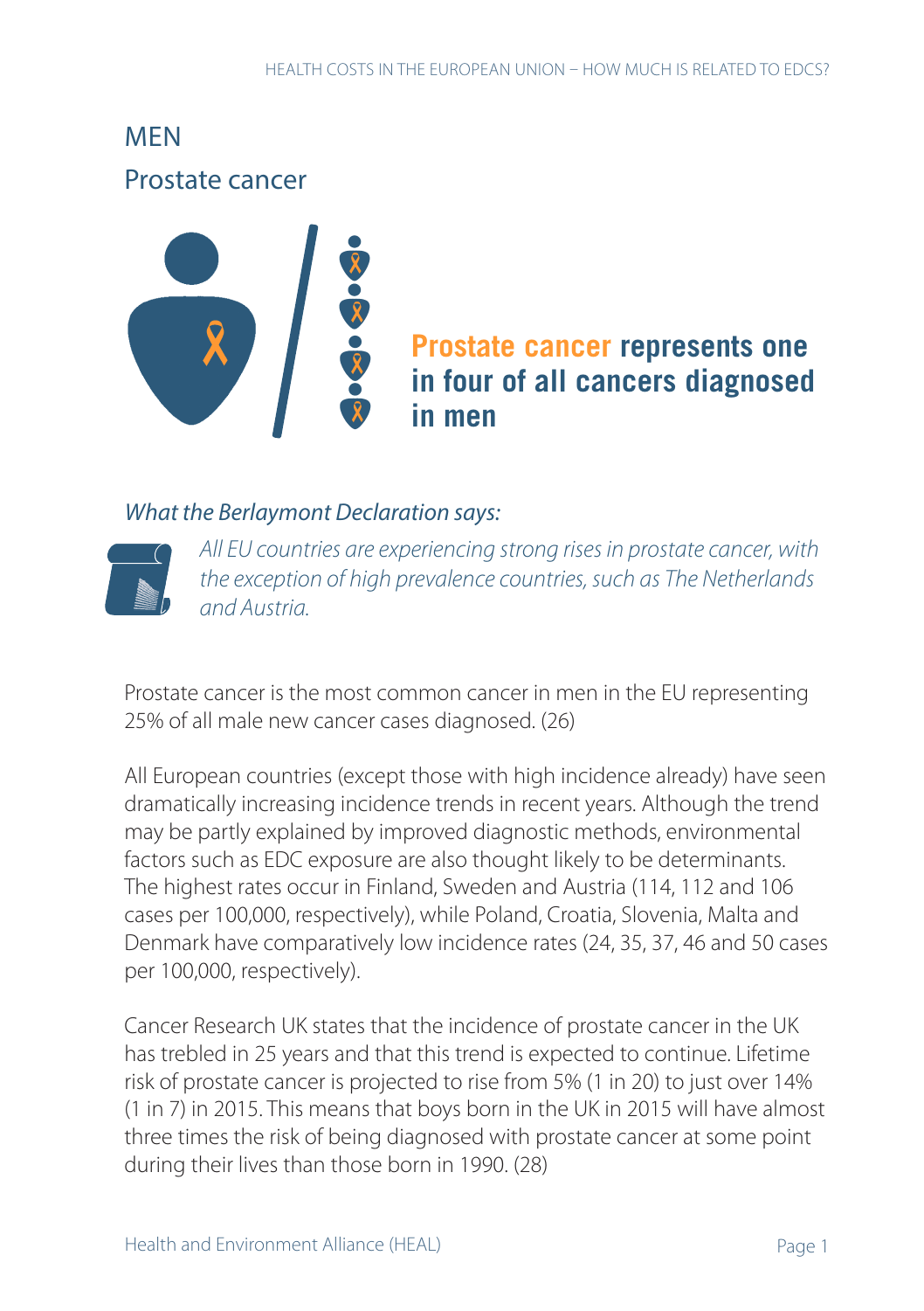## MEN

### Prostate cancer

**Prostate cancer represents one in four of all cancers diagnosed in men**

*What the Berlaymont Declaration says:*

*All EU countries are experiencing strong rises in prostate cancer, with the exception of high prevalence countries, such as The Netherlands and Austria.*

Prostate cancer is the most common cancer in men in the EU representing 25% of all male new cancer cases diagnosed. (26)

All European countries (except those with high incidence already) have seen dramatically increasing incidence trends in recent years. Although the trend may be partly explained by improved diagnostic methods, environmental factors such as EDC exposure are also thought likely to be determinants. The highest rates occur in Finland, Sweden and Austria (114, 112 and 106 cases per 100,000, respectively), while Poland, Croatia, Slovenia, Malta and Denmark have comparatively low incidence rates (24, 35, 37, 46 and 50 cases per 100,000, respectively).

Cancer Research UK states that the incidence of prostate cancer in the UK has trebled in 25 years and that this trend is expected to continue. Lifetime risk of prostate cancer is projected to rise from 5% (1 in 20) to just over 14% (1 in 7) in 2015. This means that boys born in the UK in 2015 will have almost three times the risk of being diagnosed with prostate cancer at some point during their lives than those born in 1990. (28)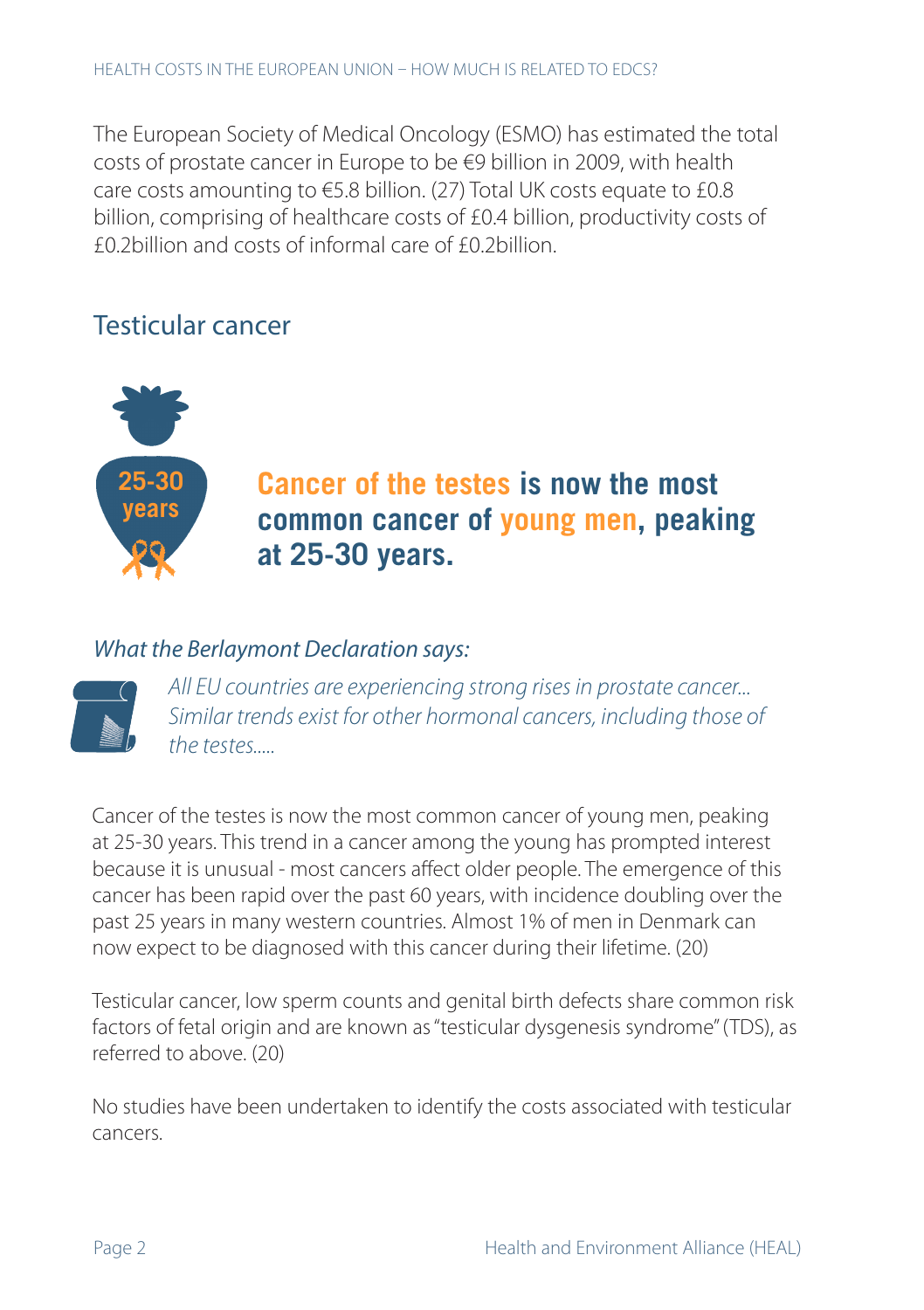The European Society of Medical Oncology (ESMO) has estimated the total costs of prostate cancer in Europe to be €9 billion in 2009, with health care costs amounting to €5.8 billion. (27) Total UK costs equate to £0.8 billion, comprising of healthcare costs of £0.4 billion, productivity costs of £0.2billion and costs of informal care of £0.2billion.

## Testicular cancer

25-30 years

**Cancer of the testes is now the most common cancer of young men, peaking at 25-30 years.**

### *What the Berlaymont Declaration says:*

*All EU countries are experiencing strong rises in prostate cancer... Similar trends exist for other hormonal cancers, including those of the testes.....*

Cancer of the testes is now the most common cancer of young men, peaking at 25-30 years. This trend in a cancer among the young has prompted interest because it is unusual - most cancers affect older people. The emergence of this cancer has been rapid over the past 60 years, with incidence doubling over the past 25 years in many western countries. Almost 1% of men in Denmark can now expect to be diagnosed with this cancer during their lifetime. (20)

Testicular cancer, low sperm counts and genital birth defects share common risk factors of fetal origin and are known as "testicular dysgenesis syndrome" (TDS), as referred to above. (20)

No studies have been undertaken to identify the costs associated with testicular cancers.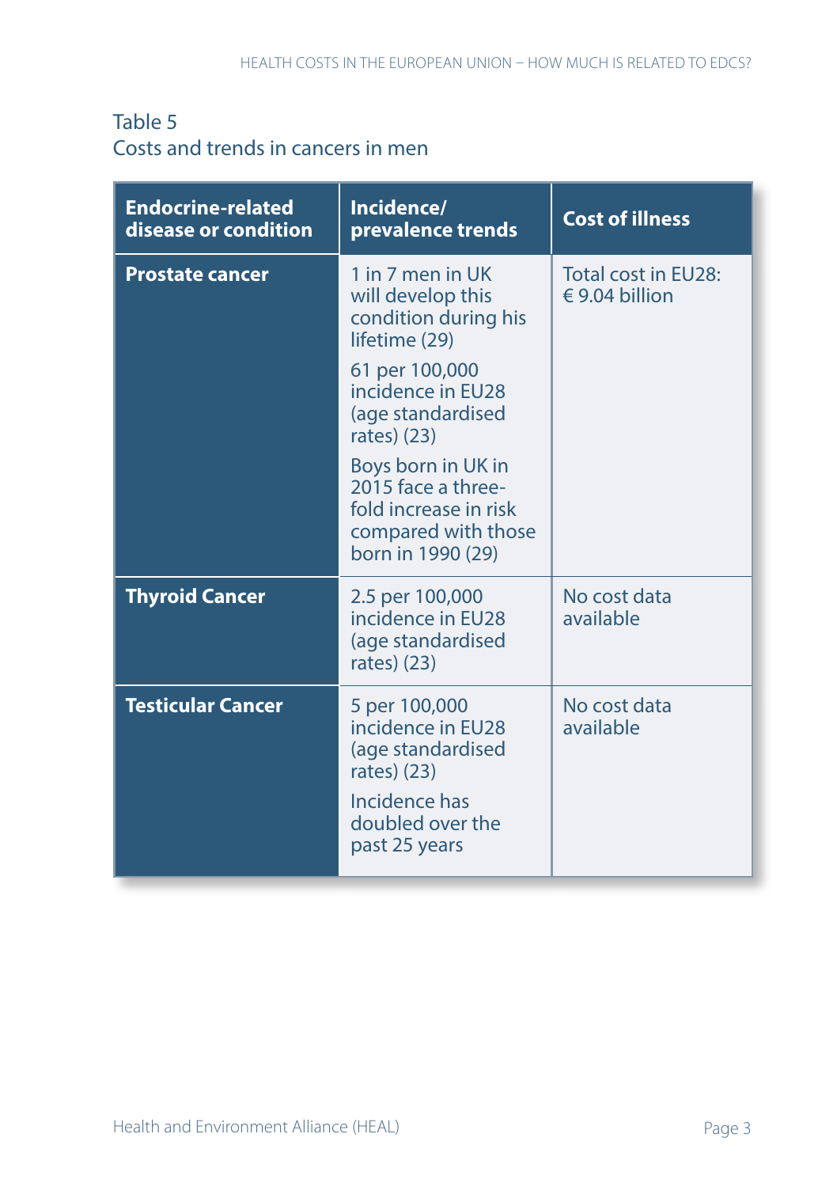Table 5
Costs and trends in cancers in men

| Endocrine-related disease or condition | Incidence/ prevalence trends | Cost of illness |
|---|---|---|
| **Prostate cancer** | 1 in 7 men in UK will develop this condition during his lifetime (29)<br><br>61 per 100,000 incidence in EU28 (age standardised rates) (23)<br><br>Boys born in UK in 2015 face a three-fold increase in risk compared with those born in 1990 (29) | Total cost in EU28: € 9.04 billion |
| **Thyroid Cancer** | 2.5 per 100,000 incidence in EU28 (age standardised rates) (23) | No cost data available |
| **Testicular Cancer** | 5 per 100,000 incidence in EU28 (age standardised rates) (23)<br><br>Incidence has doubled over the past 25 years | No cost data available |